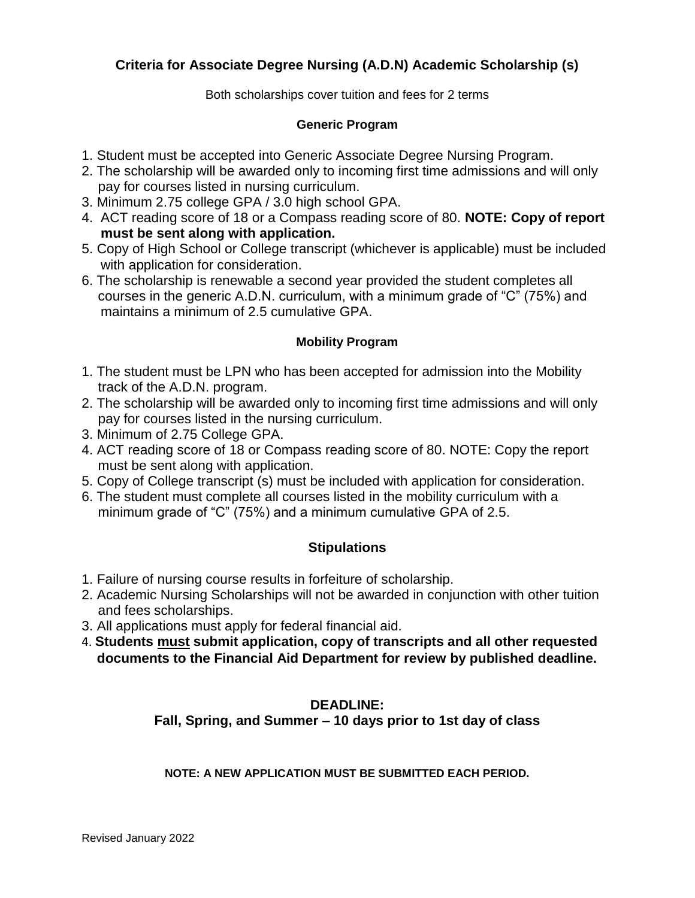# Criteria for Associate Degree Nursing (A.D.N) Academic Scholarship (s)

Both scholarships cover tuition and fees for 2 terms

### Generic Program

1. Student must be accepted into Generic Associate Degree Nursing Program.
2. The scholarship will be awarded only to incoming first time admissions and will only pay for courses listed in nursing curriculum.
3. Minimum 2.75 college GPA / 3.0 high school GPA.
4. ACT reading score of 18 or a Compass reading score of 80. **NOTE: Copy of report must be sent along with application.**
5. Copy of High School or College transcript (whichever is applicable) must be included with application for consideration.
6. The scholarship is renewable a second year provided the student completes all courses in the generic A.D.N. curriculum, with a minimum grade of "C" (75%) and maintains a minimum of 2.5 cumulative GPA.

### Mobility Program

1. The student must be LPN who has been accepted for admission into the Mobility track of the A.D.N. program.
2. The scholarship will be awarded only to incoming first time admissions and will only pay for courses listed in the nursing curriculum.
3. Minimum of 2.75 College GPA.
4. ACT reading score of 18 or Compass reading score of 80. NOTE: Copy the report must be sent along with application.
5. Copy of College transcript (s) must be included with application for consideration.
6. The student must complete all courses listed in the mobility curriculum with a minimum grade of "C" (75%) and a minimum cumulative GPA of 2.5.

## Stipulations

1. Failure of nursing course results in forfeiture of scholarship.
2. Academic Nursing Scholarships will not be awarded in conjunction with other tuition and fees scholarships.
3. All applications must apply for federal financial aid.
4. **Students <u>must</u> submit application, copy of transcripts and all other requested documents to the Financial Aid Department for review by published deadline.**

**DEADLINE:**
**Fall, Spring, and Summer – 10 days prior to 1st day of class**

**NOTE: A NEW APPLICATION MUST BE SUBMITTED EACH PERIOD.**

Revised January 2022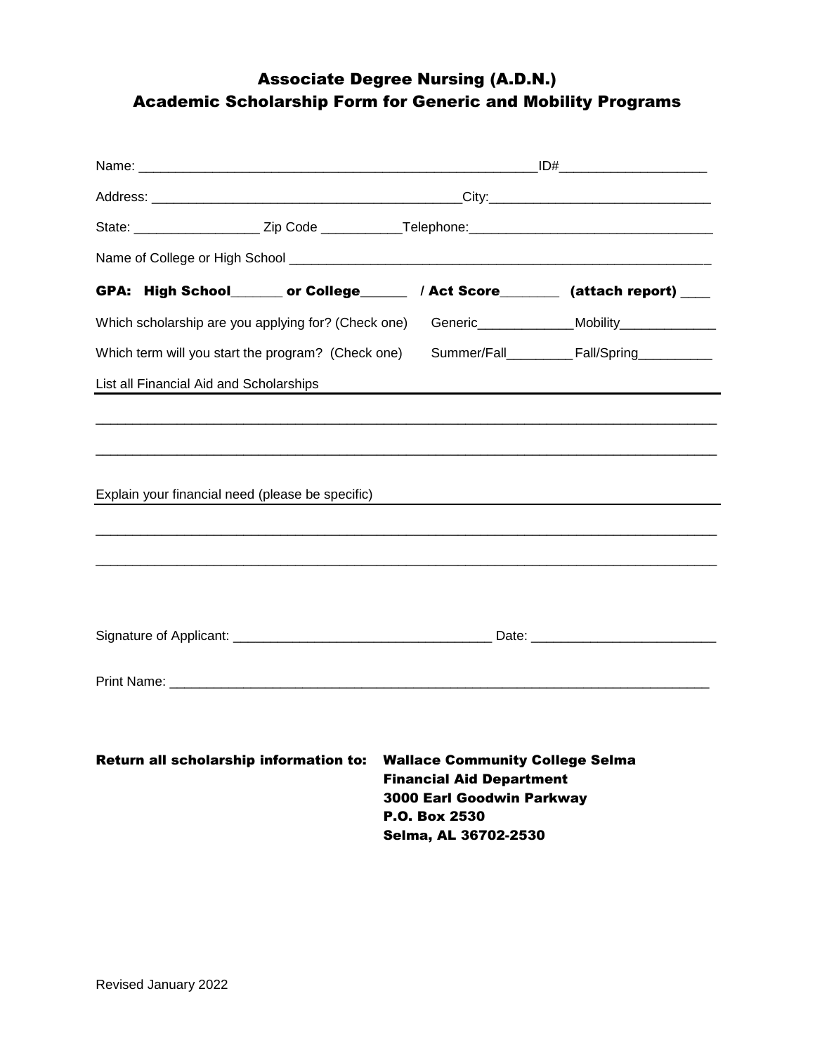# Associate Degree Nursing (A.D.N.)
# Academic Scholarship Form for Generic and Mobility Programs

Name: ______________________________________________________ID#___________________

Address: _________________________________________City:_____________________________

State: _________________ Zip Code ___________Telephone:________________________________

Name of College or High School ________________________________________________________

**GPA: High School_______ or College______ / Act Score________ (attach report) ____**

Which scholarship are you applying for? (Check one) Generic_____________Mobility_____________

Which term will you start the program? (Check one) Summer/Fall_________Fall/Spring__________

List all Financial Aid and Scholarships

_____________________________________________________________________________________

_____________________________________________________________________________________

Explain your financial need (please be specific)

_____________________________________________________________________________________

_____________________________________________________________________________________

Signature of Applicant: ___________________________________ Date: ________________________

Print Name: __________________________________________________________________________

**Return all scholarship information to:** **Wallace Community College Selma**
**Financial Aid Department**
**3000 Earl Goodwin Parkway**
**P.O. Box 2530**
**Selma, AL 36702-2530**

Revised January 2022